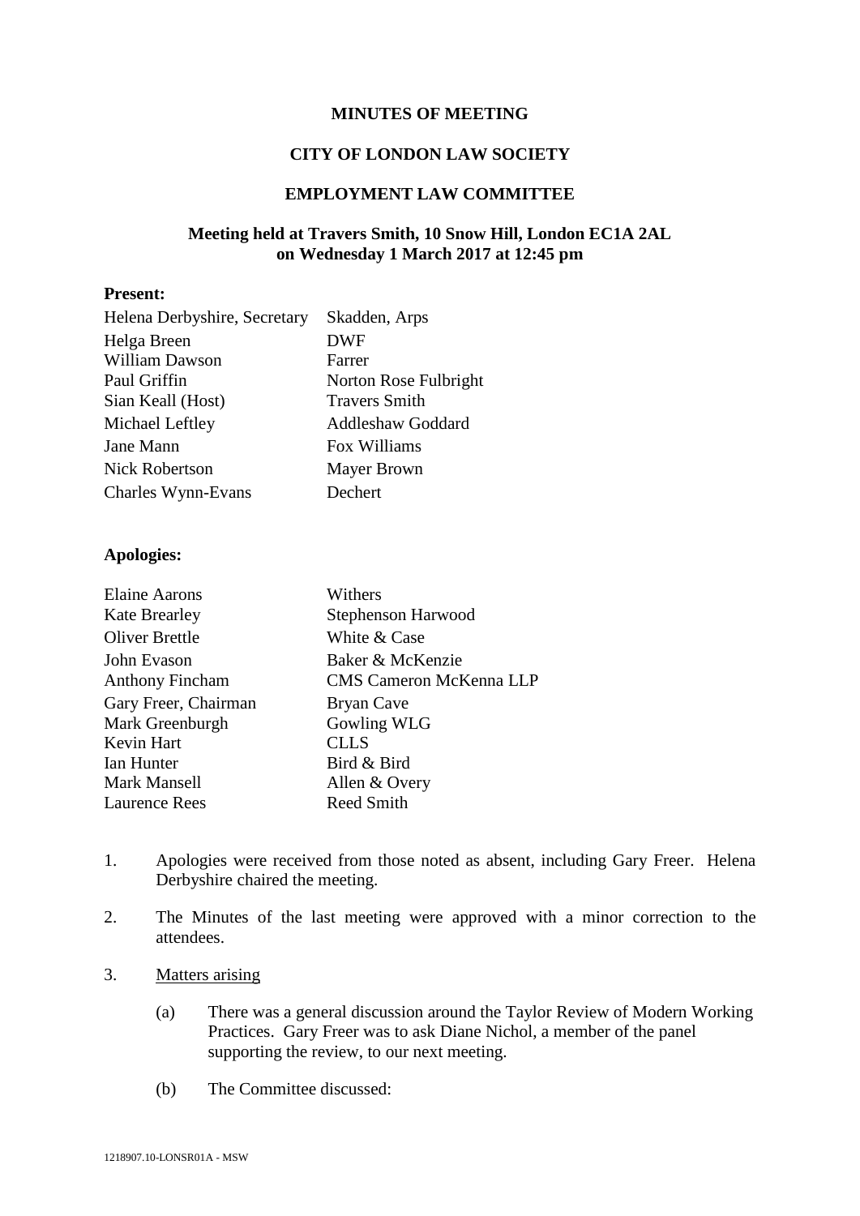**MINUTES OF MEETING**

**CITY OF LONDON LAW SOCIETY**

**EMPLOYMENT LAW COMMITTEE**

**Meeting held at Travers Smith, 10 Snow Hill, London EC1A 2AL on Wednesday 1 March 2017 at 12:45 pm**

**Present:**

| | |
|---|---|
| Helena Derbyshire, Secretary | Skadden, Arps |
| Helga Breen | DWF |
| William Dawson | Farrer |
| Paul Griffin | Norton Rose Fulbright |
| Sian Keall (Host) | Travers Smith |
| Michael Leftley | Addleshaw Goddard |
| Jane Mann | Fox Williams |
| Nick Robertson | Mayer Brown |
| Charles Wynn-Evans | Dechert |

**Apologies:**

| | |
|---|---|
| Elaine Aarons | Withers |
| Kate Brearley | Stephenson Harwood |
| Oliver Brettle | White & Case |
| John Evason | Baker & McKenzie |
| Anthony Fincham | CMS Cameron McKenna LLP |
| Gary Freer, Chairman | Bryan Cave |
| Mark Greenburgh | Gowling WLG |
| Kevin Hart | CLLS |
| Ian Hunter | Bird & Bird |
| Mark Mansell | Allen & Overy |
| Laurence Rees | Reed Smith |

1. Apologies were received from those noted as absent, including Gary Freer. Helena Derbyshire chaired the meeting.

2. The Minutes of the last meeting were approved with a minor correction to the attendees.

3. Matters arising

    (a) There was a general discussion around the Taylor Review of Modern Working Practices. Gary Freer was to ask Diane Nichol, a member of the panel supporting the review, to our next meeting.

    (b) The Committee discussed: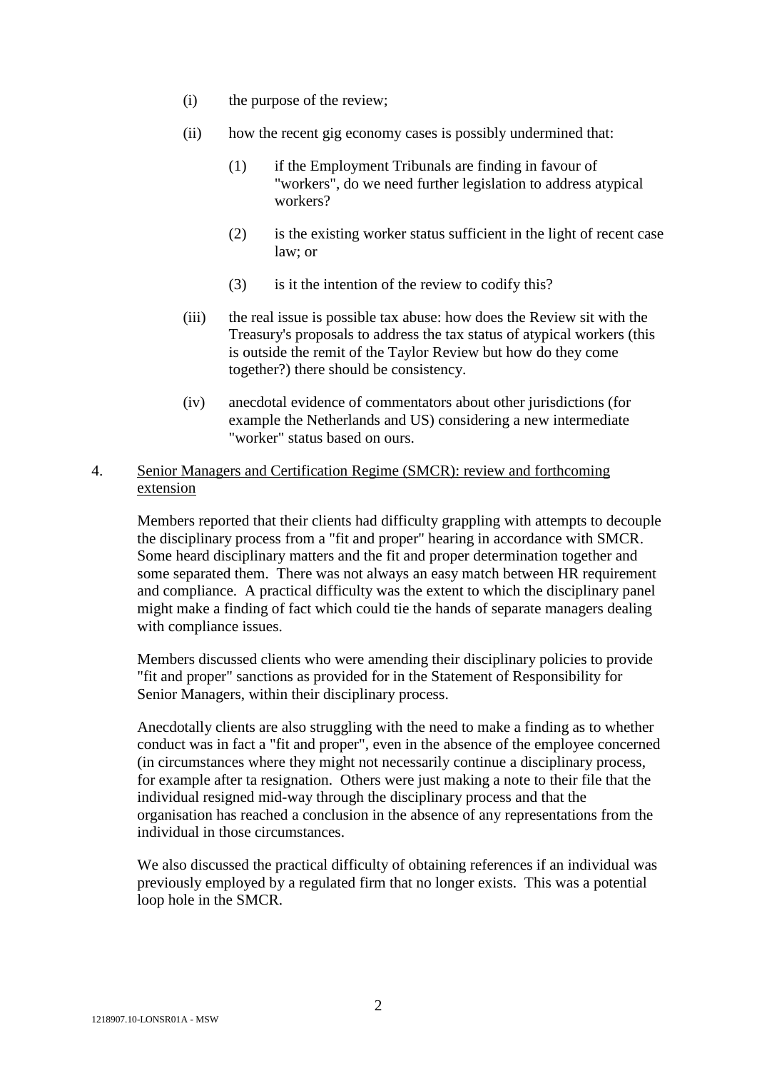(i) the purpose of the review;

(ii) how the recent gig economy cases is possibly undermined that:

   (1) if the Employment Tribunals are finding in favour of "workers", do we need further legislation to address atypical workers?

   (2) is the existing worker status sufficient in the light of recent case law; or

   (3) is it the intention of the review to codify this?

(iii) the real issue is possible tax abuse: how does the Review sit with the Treasury's proposals to address the tax status of atypical workers (this is outside the remit of the Taylor Review but how do they come together?) there should be consistency.

(iv) anecdotal evidence of commentators about other jurisdictions (for example the Netherlands and US) considering a new intermediate "worker" status based on ours.

4. <u>Senior Managers and Certification Regime (SMCR): review and forthcoming extension</u>

Members reported that their clients had difficulty grappling with attempts to decouple the disciplinary process from a "fit and proper" hearing in accordance with SMCR. Some heard disciplinary matters and the fit and proper determination together and some separated them. There was not always an easy match between HR requirement and compliance. A practical difficulty was the extent to which the disciplinary panel might make a finding of fact which could tie the hands of separate managers dealing with compliance issues.

Members discussed clients who were amending their disciplinary policies to provide "fit and proper" sanctions as provided for in the Statement of Responsibility for Senior Managers, within their disciplinary process.

Anecdotally clients are also struggling with the need to make a finding as to whether conduct was in fact a "fit and proper", even in the absence of the employee concerned (in circumstances where they might not necessarily continue a disciplinary process, for example after ta resignation. Others were just making a note to their file that the individual resigned mid-way through the disciplinary process and that the organisation has reached a conclusion in the absence of any representations from the individual in those circumstances.

We also discussed the practical difficulty of obtaining references if an individual was previously employed by a regulated firm that no longer exists. This was a potential loop hole in the SMCR.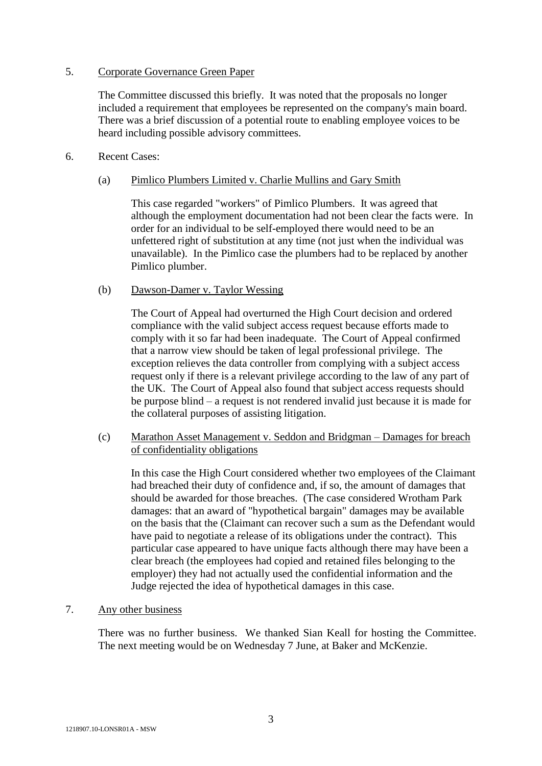5. <u>Corporate Governance Green Paper</u>

   The Committee discussed this briefly. It was noted that the proposals no longer included a requirement that employees be represented on the company's main board. There was a brief discussion of a potential route to enabling employee voices to be heard including possible advisory committees.

6. Recent Cases:

   (a) <u>Pimlico Plumbers Limited v. Charlie Mullins and Gary Smith</u>

   This case regarded "workers" of Pimlico Plumbers. It was agreed that although the employment documentation had not been clear the facts were. In order for an individual to be self-employed there would need to be an unfettered right of substitution at any time (not just when the individual was unavailable). In the Pimlico case the plumbers had to be replaced by another Pimlico plumber.

   (b) <u>Dawson-Damer v. Taylor Wessing</u>

   The Court of Appeal had overturned the High Court decision and ordered compliance with the valid subject access request because efforts made to comply with it so far had been inadequate. The Court of Appeal confirmed that a narrow view should be taken of legal professional privilege. The exception relieves the data controller from complying with a subject access request only if there is a relevant privilege according to the law of any part of the UK. The Court of Appeal also found that subject access requests should be purpose blind – a request is not rendered invalid just because it is made for the collateral purposes of assisting litigation.

   (c) <u>Marathon Asset Management v. Seddon and Bridgman – Damages for breach of confidentiality obligations</u>

   In this case the High Court considered whether two employees of the Claimant had breached their duty of confidence and, if so, the amount of damages that should be awarded for those breaches. (The case considered Wrotham Park damages: that an award of "hypothetical bargain" damages may be available on the basis that the (Claimant can recover such a sum as the Defendant would have paid to negotiate a release of its obligations under the contract). This particular case appeared to have unique facts although there may have been a clear breach (the employees had copied and retained files belonging to the employer) they had not actually used the confidential information and the Judge rejected the idea of hypothetical damages in this case.

7. <u>Any other business</u>

   There was no further business. We thanked Sian Keall for hosting the Committee. The next meeting would be on Wednesday 7 June, at Baker and McKenzie.